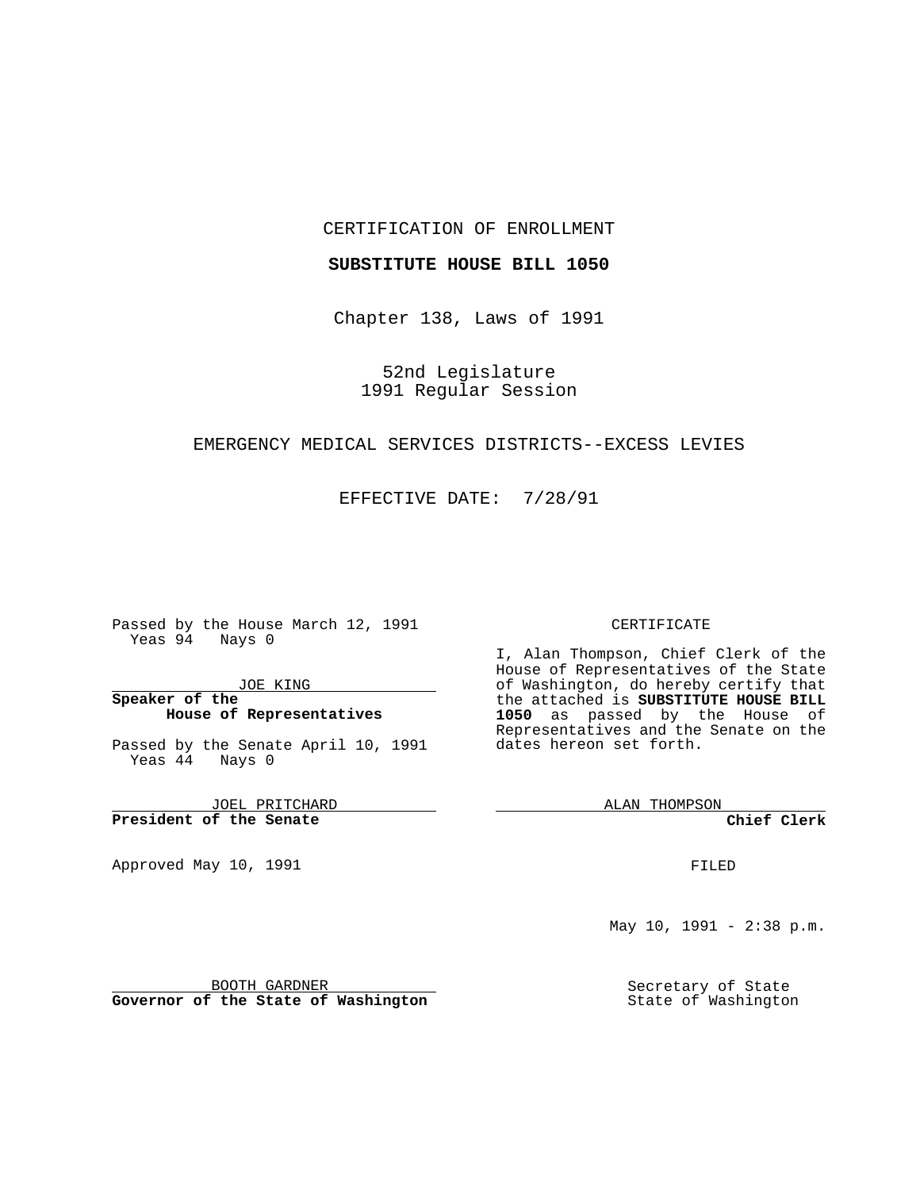CERTIFICATION OF ENROLLMENT

**SUBSTITUTE HOUSE BILL 1050**

Chapter 138, Laws of 1991

52nd Legislature
1991 Regular Session

EMERGENCY MEDICAL SERVICES DISTRICTS--EXCESS LEVIES

EFFECTIVE DATE: 7/28/91

Passed by the House March 12, 1991
Yeas 94 Nays 0

JOE KING
**Speaker of the House of Representatives**

Passed by the Senate April 10, 1991
Yeas 44 Nays 0

JOEL PRITCHARD
**President of the Senate**

Approved May 10, 1991

BOOTH GARDNER
**Governor of the State of Washington**

CERTIFICATE

I, Alan Thompson, Chief Clerk of the House of Representatives of the State of Washington, do hereby certify that the attached is **SUBSTITUTE HOUSE BILL 1050** as passed by the House of Representatives and the Senate on the dates hereon set forth.

ALAN THOMPSON
**Chief Clerk**

FILED

May 10, 1991 - 2:38 p.m.

Secretary of State
State of Washington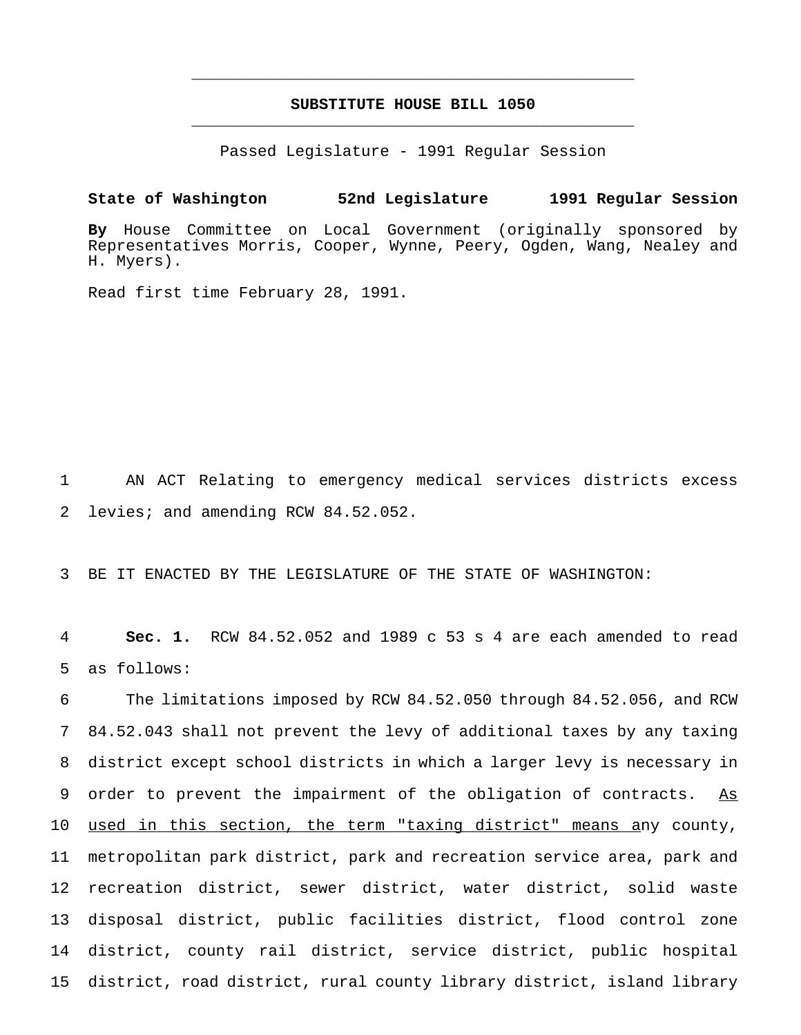# SUBSTITUTE HOUSE BILL 1050

Passed Legislature - 1991 Regular Session

**State of Washington 52nd Legislature 1991 Regular Session**

**By** House Committee on Local Government (originally sponsored by Representatives Morris, Cooper, Wynne, Peery, Ogden, Wang, Nealey and H. Myers).

Read first time February 28, 1991.

1 AN ACT Relating to emergency medical services districts excess
2 levies; and amending RCW 84.52.052.

3 BE IT ENACTED BY THE LEGISLATURE OF THE STATE OF WASHINGTON:

4 **Sec. 1.** RCW 84.52.052 and 1989 c 53 s 4 are each amended to read
5 as follows:

6 The limitations imposed by RCW 84.52.050 through 84.52.056, and RCW
7 84.52.043 shall not prevent the levy of additional taxes by any taxing
8 district except school districts in which a larger levy is necessary in
9 order to prevent the impairment of the obligation of contracts. <u>As</u>
10 <u>used in this section, the term "taxing district" means a</u>ny county,
11 metropolitan park district, park and recreation service area, park and
12 recreation district, sewer district, water district, solid waste
13 disposal district, public facilities district, flood control zone
14 district, county rail district, service district, public hospital
15 district, road district, rural county library district, island library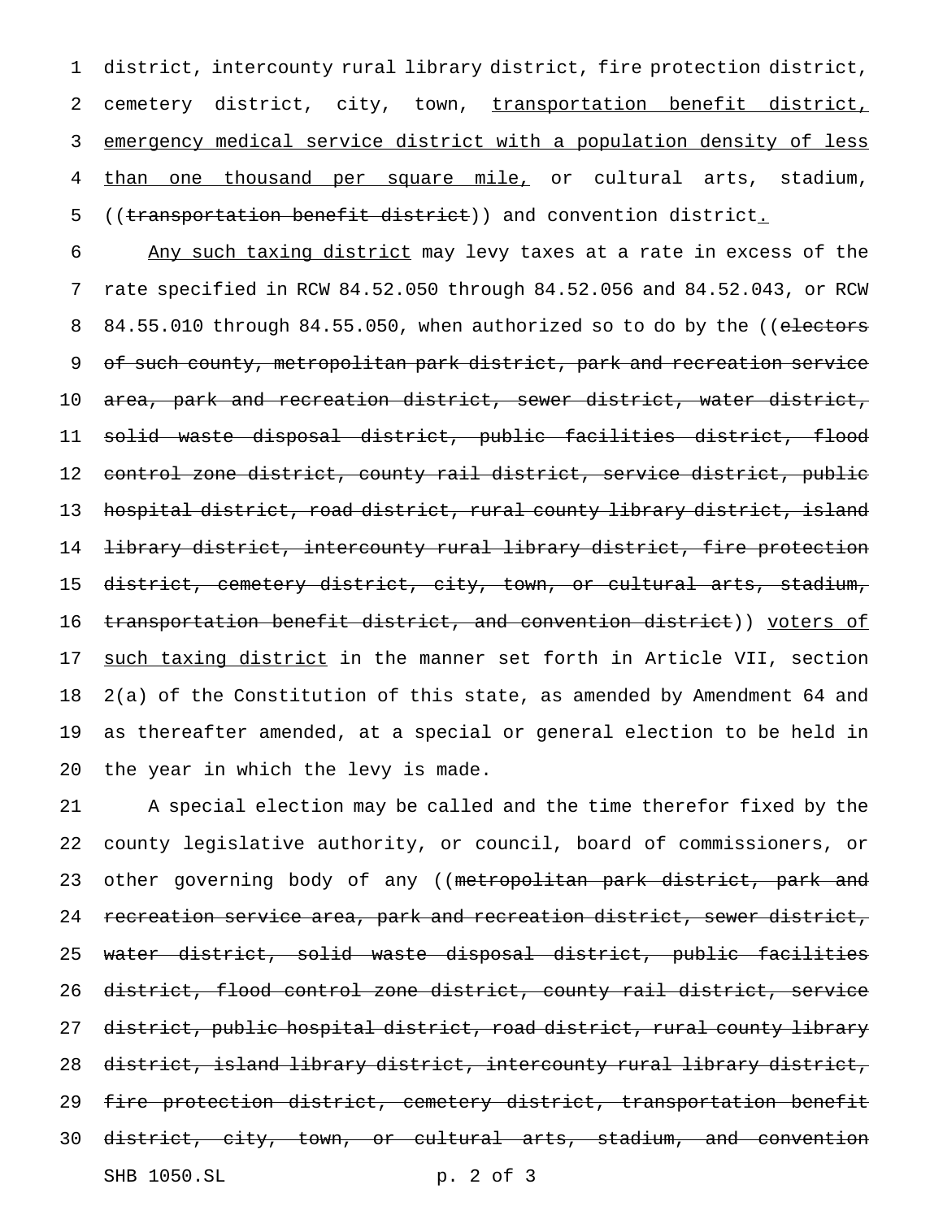district, intercounty rural library district, fire protection district, cemetery district, city, town, <u>transportation benefit district, emergency medical service district with a population density of less than one thousand per square mile,</u> or cultural arts, stadium, ((~~transportation benefit district~~)) and convention district<u>.</u>

<u>Any such taxing district</u> may levy taxes at a rate in excess of the rate specified in RCW 84.52.050 through 84.52.056 and 84.52.043, or RCW 84.55.010 through 84.55.050, when authorized so to do by the ((~~electors of such county, metropolitan park district, park and recreation service area, park and recreation district, sewer district, water district, solid waste disposal district, public facilities district, flood control zone district, county rail district, service district, public hospital district, road district, rural county library district, island library district, intercounty rural library district, fire protection district, cemetery district, city, town, or cultural arts, stadium, transportation benefit district, and convention district~~)) <u>voters of such taxing district</u> in the manner set forth in Article VII, section 2(a) of the Constitution of this state, as amended by Amendment 64 and as thereafter amended, at a special or general election to be held in the year in which the levy is made.

A special election may be called and the time therefor fixed by the county legislative authority, or council, board of commissioners, or other governing body of any ((~~metropolitan park district, park and recreation service area, park and recreation district, sewer district, water district, solid waste disposal district, public facilities district, flood control zone district, county rail district, service district, public hospital district, road district, rural county library district, island library district, intercounty rural library district, fire protection district, cemetery district, transportation benefit district, city, town, or cultural arts, stadium, and convention~~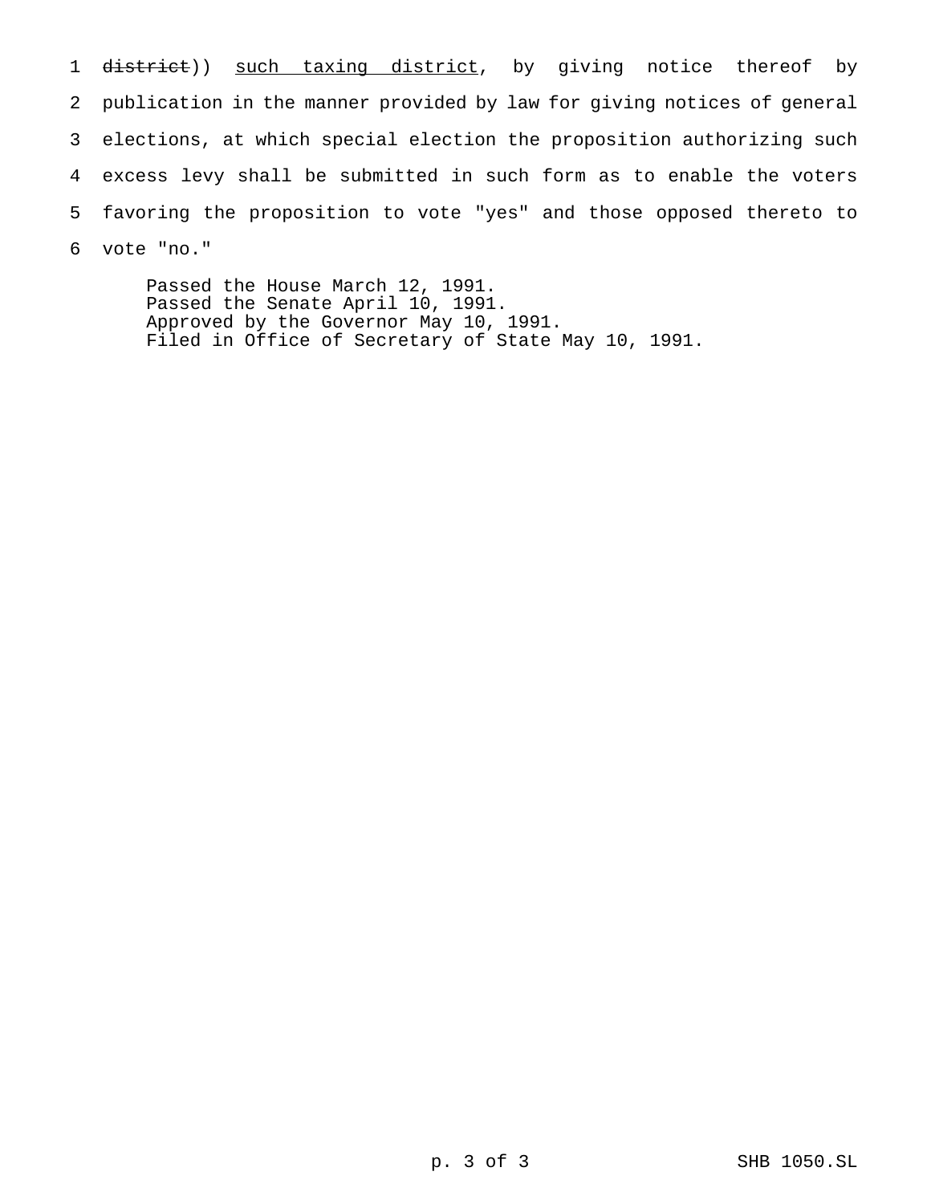~~district~~)) <u>such taxing district</u>, by giving notice thereof by publication in the manner provided by law for giving notices of general elections, at which special election the proposition authorizing such excess levy shall be submitted in such form as to enable the voters favoring the proposition to vote "yes" and those opposed thereto to vote "no."

Passed the House March 12, 1991.
Passed the Senate April 10, 1991.
Approved by the Governor May 10, 1991.
Filed in Office of Secretary of State May 10, 1991.